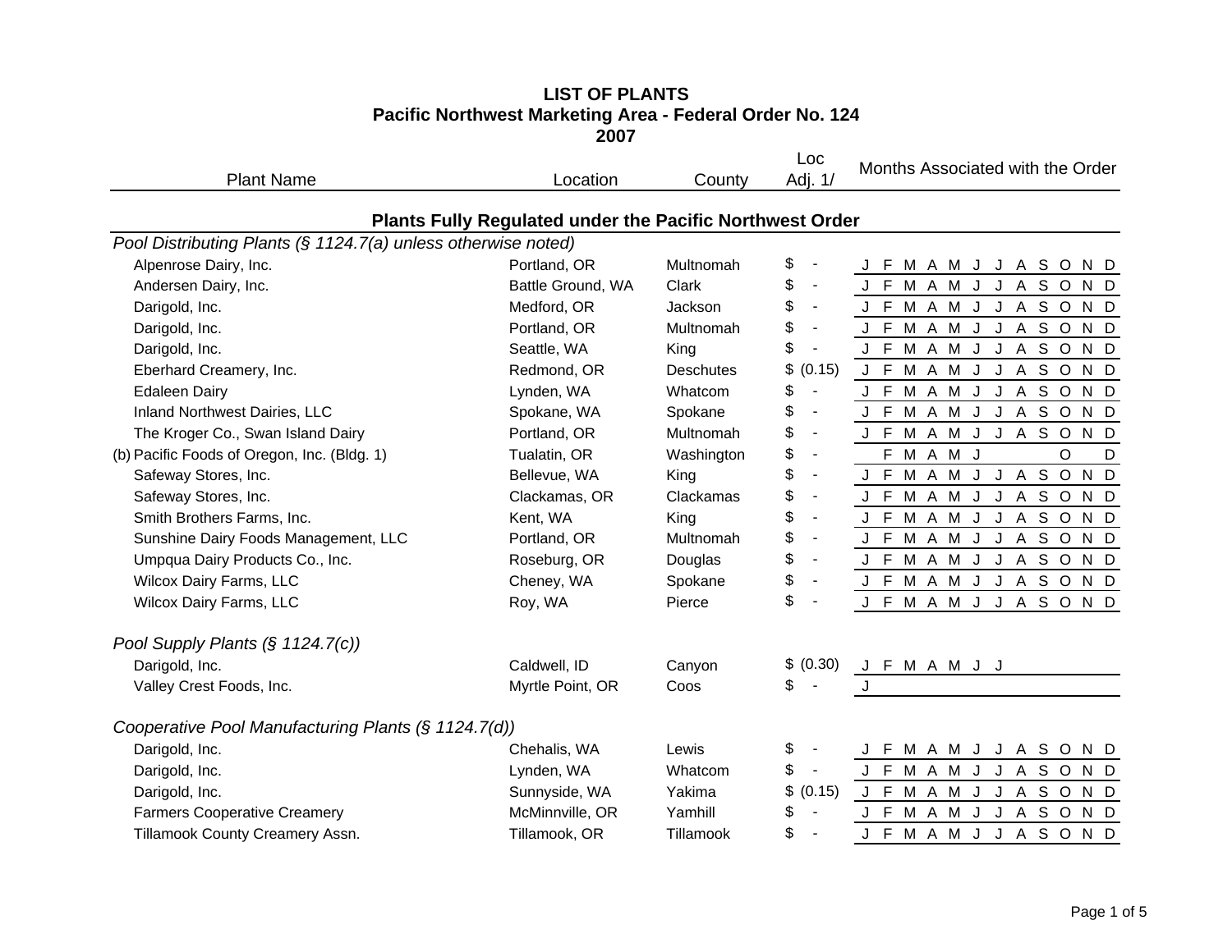# LIST OF PLANTS
## Pacific Northwest Marketing Area - Federal Order No. 124
## 2007

| Plant Name | Location | County | Loc Adj. 1/ | Months Associated with the Order |
|---|---|---|---|---|
| **Plants Fully Regulated under the Pacific Northwest Order** | | | | |
| *Pool Distributing Plants (§ 1124.7(a) unless otherwise noted)* | | | | |
| Alpenrose Dairy, Inc. | Portland, OR | Multnomah | $ - | J F M A M J J A S O N D |
| Andersen Dairy, Inc. | Battle Ground, WA | Clark | $ - | J F M A M J J A S O N D |
| Darigold, Inc. | Medford, OR | Jackson | $ - | J F M A M J J A S O N D |
| Darigold, Inc. | Portland, OR | Multnomah | $ - | J F M A M J J A S O N D |
| Darigold, Inc. | Seattle, WA | King | $ - | J F M A M J J A S O N D |
| Eberhard Creamery, Inc. | Redmond, OR | Deschutes | $ (0.15) | J F M A M J J A S O N D |
| Edaleen Dairy | Lynden, WA | Whatcom | $ - | J F M A M J J A S O N D |
| Inland Northwest Dairies, LLC | Spokane, WA | Spokane | $ - | J F M A M J J A S O N D |
| The Kroger Co., Swan Island Dairy | Portland, OR | Multnomah | $ - | J F M A M J J A S O N D |
| (b) Pacific Foods of Oregon, Inc. (Bldg. 1) | Tualatin, OR | Washington | $ - | F M A M J O D |
| Safeway Stores, Inc. | Bellevue, WA | King | $ - | J F M A M J J A S O N D |
| Safeway Stores, Inc. | Clackamas, OR | Clackamas | $ - | J F M A M J J A S O N D |
| Smith Brothers Farms, Inc. | Kent, WA | King | $ - | J F M A M J J A S O N D |
| Sunshine Dairy Foods Management, LLC | Portland, OR | Multnomah | $ - | J F M A M J J A S O N D |
| Umpqua Dairy Products Co., Inc. | Roseburg, OR | Douglas | $ - | J F M A M J J A S O N D |
| Wilcox Dairy Farms, LLC | Cheney, WA | Spokane | $ - | J F M A M J J A S O N D |
| Wilcox Dairy Farms, LLC | Roy, WA | Pierce | $ - | J F M A M J J A S O N D |
| *Pool Supply Plants (§ 1124.7(c))* | | | | |
| Darigold, Inc. | Caldwell, ID | Canyon | $ (0.30) | J F M A M J J |
| Valley Crest Foods, Inc. | Myrtle Point, OR | Coos | $ - | J |
| *Cooperative Pool Manufacturing Plants (§ 1124.7(d))* | | | | |
| Darigold, Inc. | Chehalis, WA | Lewis | $ - | J F M A M J J A S O N D |
| Darigold, Inc. | Lynden, WA | Whatcom | $ - | J F M A M J J A S O N D |
| Darigold, Inc. | Sunnyside, WA | Yakima | $ (0.15) | J F M A M J J A S O N D |
| Farmers Cooperative Creamery | McMinnville, OR | Yamhill | $ - | J F M A M J J A S O N D |
| Tillamook County Creamery Assn. | Tillamook, OR | Tillamook | $ - | J F M A M J J A S O N D |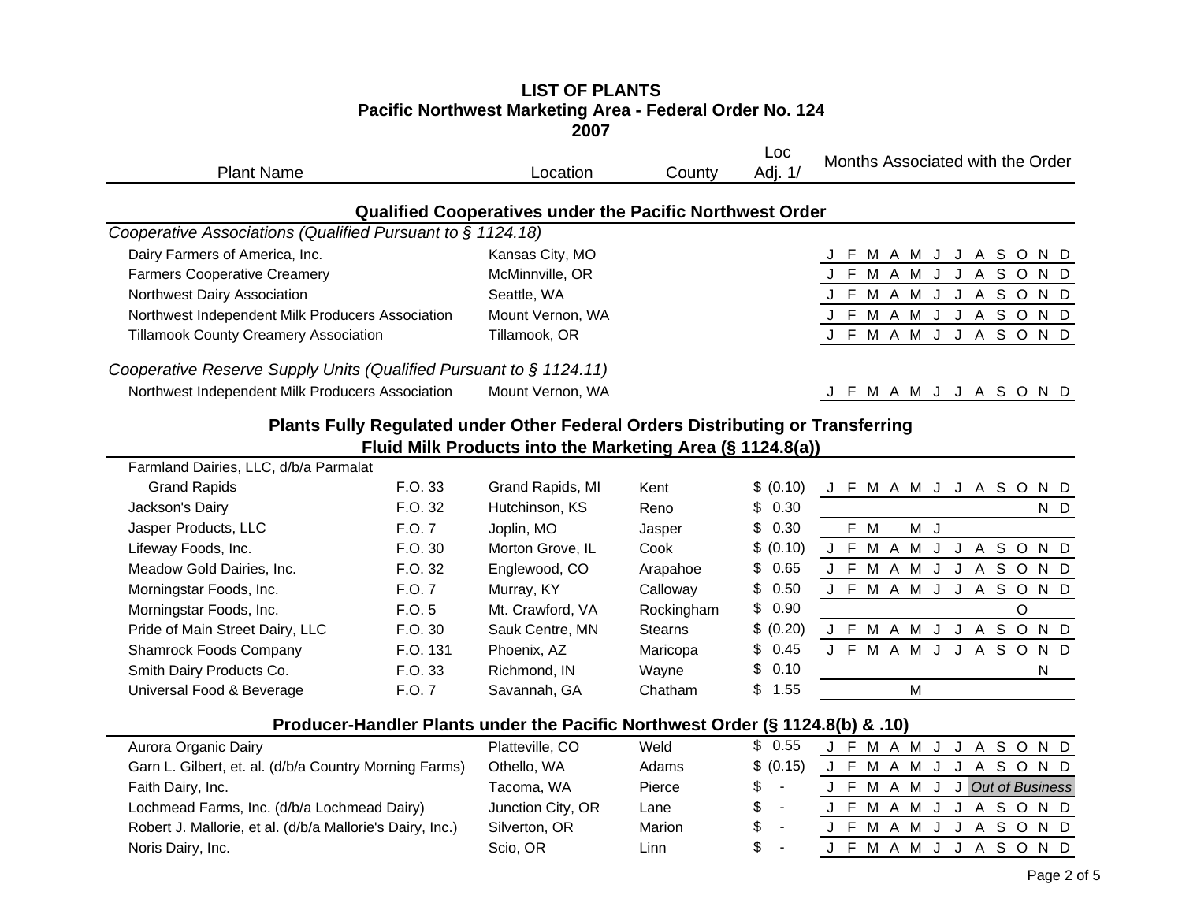# LIST OF PLANTS
## Pacific Northwest Marketing Area - Federal Order No. 124
## 2007

| Plant Name | | Location | County | Loc Adj. 1/ | Months Associated with the Order |
|---|---|---|---|---|---|
| **Qualified Cooperatives under the Pacific Northwest Order** | | | | | |
| *Cooperative Associations (Qualified Pursuant to § 1124.18)* | | | | | |
| Dairy Farmers of America, Inc. | | Kansas City, MO | | | J F M A M J J A S O N D |
| Farmers Cooperative Creamery | | McMinnville, OR | | | J F M A M J J A S O N D |
| Northwest Dairy Association | | Seattle, WA | | | J F M A M J J A S O N D |
| Northwest Independent Milk Producers Association | | Mount Vernon, WA | | | J F M A M J J A S O N D |
| Tillamook County Creamery Association | | Tillamook, OR | | | J F M A M J J A S O N D |
| *Cooperative Reserve Supply Units (Qualified Pursuant to § 1124.11)* | | | | | |
| Northwest Independent Milk Producers Association | | Mount Vernon, WA | | | J F M A M J J A S O N D |
| **Plants Fully Regulated under Other Federal Orders Distributing or Transferring Fluid Milk Products into the Marketing Area (§ 1124.8(a))** | | | | | |
| Farmland Dairies, LLC, d/b/a Parmalat Grand Rapids | F.O. 33 | Grand Rapids, MI | Kent | $ (0.10) | J F M A M J J A S O N D |
| Jackson's Dairy | F.O. 32 | Hutchinson, KS | Reno | $ 0.30 | N D |
| Jasper Products, LLC | F.O. 7 | Joplin, MO | Jasper | $ 0.30 | F M M J |
| Lifeway Foods, Inc. | F.O. 30 | Morton Grove, IL | Cook | $ (0.10) | J F M A M J J A S O N D |
| Meadow Gold Dairies, Inc. | F.O. 32 | Englewood, CO | Arapahoe | $ 0.65 | J F M A M J J A S O N D |
| Morningstar Foods, Inc. | F.O. 7 | Murray, KY | Calloway | $ 0.50 | J F M A M J J A S O N D |
| Morningstar Foods, Inc. | F.O. 5 | Mt. Crawford, VA | Rockingham | $ 0.90 | O |
| Pride of Main Street Dairy, LLC | F.O. 30 | Sauk Centre, MN | Stearns | $ (0.20) | J F M A M J J A S O N D |
| Shamrock Foods Company | F.O. 131 | Phoenix, AZ | Maricopa | $ 0.45 | J F M A M J J A S O N D |
| Smith Dairy Products Co. | F.O. 33 | Richmond, IN | Wayne | $ 0.10 | N |
| Universal Food & Beverage | F.O. 7 | Savannah, GA | Chatham | $ 1.55 | M |
| **Producer-Handler Plants under the Pacific Northwest Order (§ 1124.8(b) & .10)** | | | | | |
| Aurora Organic Dairy | | Platteville, CO | Weld | $ 0.55 | J F M A M J J A S O N D |
| Garn L. Gilbert, et. al. (d/b/a Country Morning Farms) | | Othello, WA | Adams | $ (0.15) | J F M A M J J A S O N D |
| Faith Dairy, Inc. | | Tacoma, WA | Pierce | $ - | J F M A M J J *Out of Business* |
| Lochmead Farms, Inc. (d/b/a Lochmead Dairy) | | Junction City, OR | Lane | $ - | J F M A M J J A S O N D |
| Robert J. Mallorie, et al. (d/b/a Mallorie's Dairy, Inc.) | | Silverton, OR | Marion | $ - | J F M A M J J A S O N D |
| Noris Dairy, Inc. | | Scio, OR | Linn | $ - | J F M A M J J A S O N D |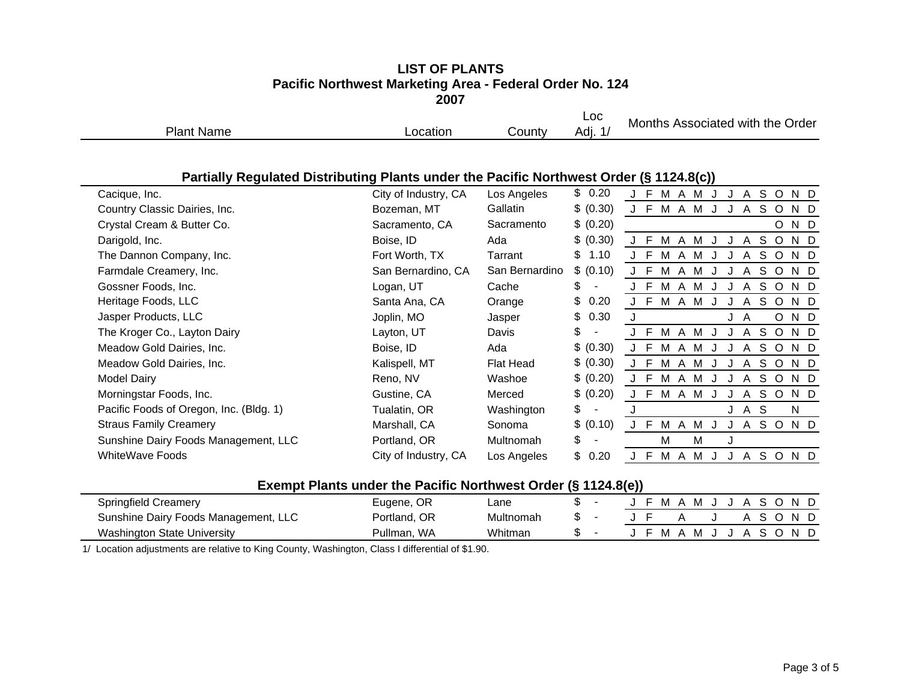# LIST OF PLANTS
## Pacific Northwest Marketing Area - Federal Order No. 124
## 2007

| Plant Name | Location | County | Loc Adj. 1/ | Months Associated with the Order |
|---|---|---|---|---|
| **Partially Regulated Distributing Plants under the Pacific Northwest Order (§ 1124.8(c))** | | | | |
| Cacique, Inc. | City of Industry, CA | Los Angeles | $ 0.20 | J F M A M J J A S O N D |
| Country Classic Dairies, Inc. | Bozeman, MT | Gallatin | $ (0.30) | J F M A M J J A S O N D |
| Crystal Cream & Butter Co. | Sacramento, CA | Sacramento | $ (0.20) | O N D |
| Darigold, Inc. | Boise, ID | Ada | $ (0.30) | J F M A M J J A S O N D |
| The Dannon Company, Inc. | Fort Worth, TX | Tarrant | $ 1.10 | J F M A M J J A S O N D |
| Farmdale Creamery, Inc. | San Bernardino, CA | San Bernardino | $ (0.10) | J F M A M J J A S O N D |
| Gossner Foods, Inc. | Logan, UT | Cache | $ - | J F M A M J J A S O N D |
| Heritage Foods, LLC | Santa Ana, CA | Orange | $ 0.20 | J F M A M J J A S O N D |
| Jasper Products, LLC | Joplin, MO | Jasper | $ 0.30 | J J A O N D |
| The Kroger Co., Layton Dairy | Layton, UT | Davis | $ - | J F M A M J J A S O N D |
| Meadow Gold Dairies, Inc. | Boise, ID | Ada | $ (0.30) | J F M A M J J A S O N D |
| Meadow Gold Dairies, Inc. | Kalispell, MT | Flat Head | $ (0.30) | J F M A M J J A S O N D |
| Model Dairy | Reno, NV | Washoe | $ (0.20) | J F M A M J J A S O N D |
| Morningstar Foods, Inc. | Gustine, CA | Merced | $ (0.20) | J F M A M J J A S O N D |
| Pacific Foods of Oregon, Inc. (Bldg. 1) | Tualatin, OR | Washington | $ - | J J A S N |
| Straus Family Creamery | Marshall, CA | Sonoma | $ (0.10) | J F M A M J J A S O N D |
| Sunshine Dairy Foods Management, LLC | Portland, OR | Multnomah | $ - | M M J |
| WhiteWave Foods | City of Industry, CA | Los Angeles | $ 0.20 | J F M A M J J A S O N D |
| **Exempt Plants under the Pacific Northwest Order (§ 1124.8(e))** | | | | |
| Springfield Creamery | Eugene, OR | Lane | $ - | J F M A M J J A S O N D |
| Sunshine Dairy Foods Management, LLC | Portland, OR | Multnomah | $ - | J F A J A S O N D |
| Washington State University | Pullman, WA | Whitman | $ - | J F M A M J J A S O N D |

1/ Location adjustments are relative to King County, Washington, Class I differential of $1.90.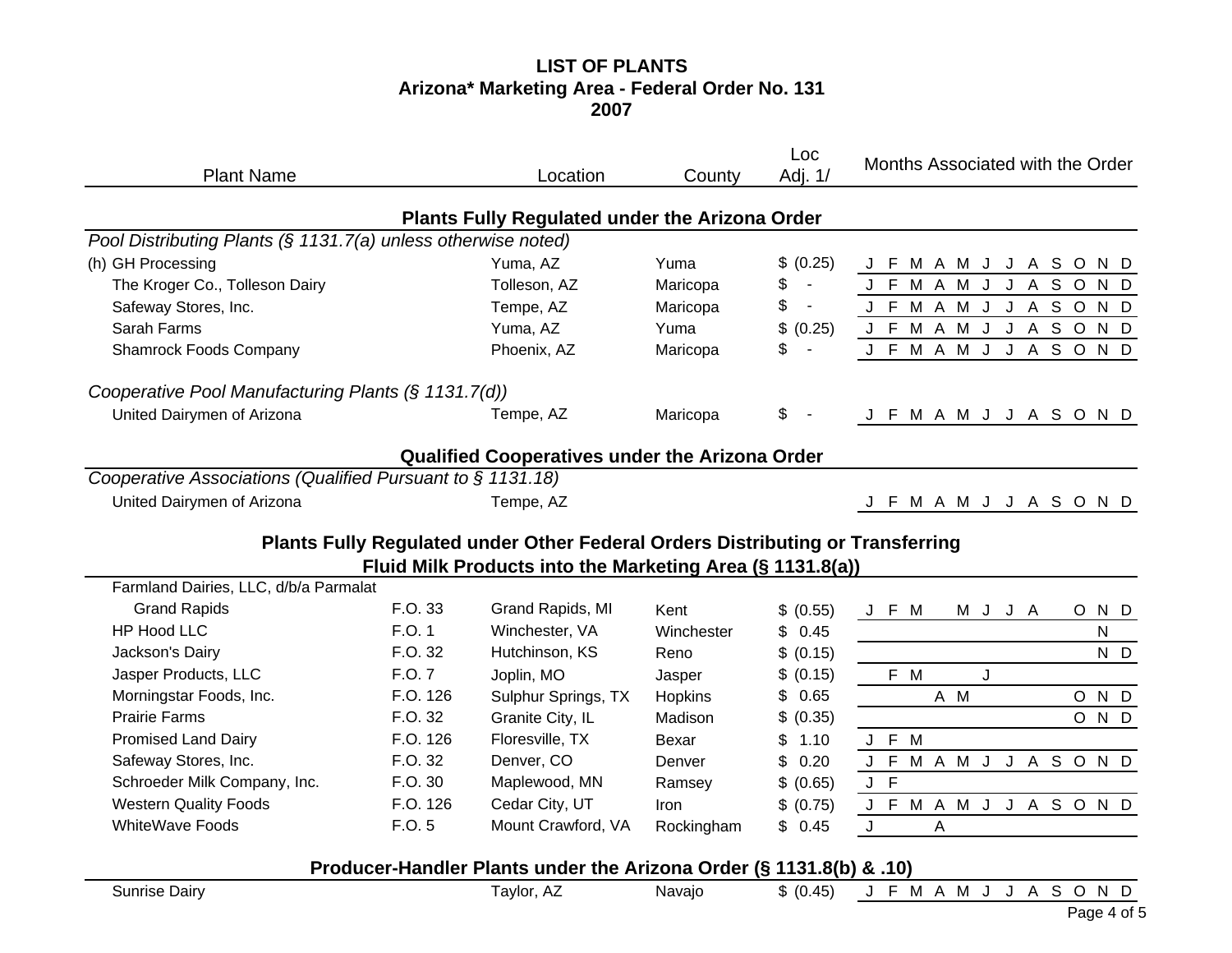# LIST OF PLANTS
## Arizona* Marketing Area - Federal Order No. 131
## 2007

| Plant Name | | Location | County | Loc Adj. 1/ | J | F | M | A | M | J | J | A | S | O | N | D |
|---|---|---|---|---|---|---|---|---|---|---|---|---|---|---|---|---|
| **Plants Fully Regulated under the Arizona Order** | | | | | | | | | | | | | | | | |
| *Pool Distributing Plants (§ 1131.7(a) unless otherwise noted)* | | | | | | | | | | | | | | | | |
| (h) GH Processing | | Yuma, AZ | Yuma | $ (0.25) | J | F | M | A | M | J | J | A | S | O | N | D |
| The Kroger Co., Tolleson Dairy | | Tolleson, AZ | Maricopa | $ - | J | F | M | A | M | J | J | A | S | O | N | D |
| Safeway Stores, Inc. | | Tempe, AZ | Maricopa | $ - | J | F | M | A | M | J | J | A | S | O | N | D |
| Sarah Farms | | Yuma, AZ | Yuma | $ (0.25) | J | F | M | A | M | J | J | A | S | O | N | D |
| Shamrock Foods Company | | Phoenix, AZ | Maricopa | $ - | J | F | M | A | M | J | J | A | S | O | N | D |
| *Cooperative Pool Manufacturing Plants (§ 1131.7(d))* | | | | | | | | | | | | | | | | |
| United Dairymen of Arizona | | Tempe, AZ | Maricopa | $ - | J | F | M | A | M | J | J | A | S | O | N | D |
| **Qualified Cooperatives under the Arizona Order** | | | | | | | | | | | | | | | | |
| *Cooperative Associations (Qualified Pursuant to § 1131.18)* | | | | | | | | | | | | | | | | |
| United Dairymen of Arizona | | Tempe, AZ | | | J | F | M | A | M | J | J | A | S | O | N | D |
| **Plants Fully Regulated under Other Federal Orders Distributing or Transferring Fluid Milk Products into the Marketing Area (§ 1131.8(a))** | | | | | | | | | | | | | | | | |
| Farmland Dairies, LLC, d/b/a Parmalat Grand Rapids | F.O. 33 | Grand Rapids, MI | Kent | $ (0.55) | J | F | M | | M | J | J | A | | O | N | D |
| HP Hood LLC | F.O. 1 | Winchester, VA | Winchester | $ 0.45 | | | | | | | | | | | N | |
| Jackson's Dairy | F.O. 32 | Hutchinson, KS | Reno | $ (0.15) | | | | | | | | | | | N | D |
| Jasper Products, LLC | F.O. 7 | Joplin, MO | Jasper | $ (0.15) | | F | M | | | J | | | | | | |
| Morningstar Foods, Inc. | F.O. 126 | Sulphur Springs, TX | Hopkins | $ 0.65 | | | | A | M | | | | | O | N | D |
| Prairie Farms | F.O. 32 | Granite City, IL | Madison | $ (0.35) | | | | | | | | | | O | N | D |
| Promised Land Dairy | F.O. 126 | Floresville, TX | Bexar | $ 1.10 | J | F | M | | | | | | | | | |
| Safeway Stores, Inc. | F.O. 32 | Denver, CO | Denver | $ 0.20 | J | F | M | A | M | J | J | A | S | O | N | D |
| Schroeder Milk Company, Inc. | F.O. 30 | Maplewood, MN | Ramsey | $ (0.65) | J | F | | | | | | | | | | |
| Western Quality Foods | F.O. 126 | Cedar City, UT | Iron | $ (0.75) | J | F | M | A | M | J | J | A | S | O | N | D |
| WhiteWave Foods | F.O. 5 | Mount Crawford, VA | Rockingham | $ 0.45 | J | | | A | | | | | | | | |
| **Producer-Handler Plants under the Arizona Order (§ 1131.8(b) & .10)** | | | | | | | | | | | | | | | | |
| Sunrise Dairy | | Taylor, AZ | Navajo | $ (0.45) | J | F | M | A | M | J | J | A | S | O | N | D |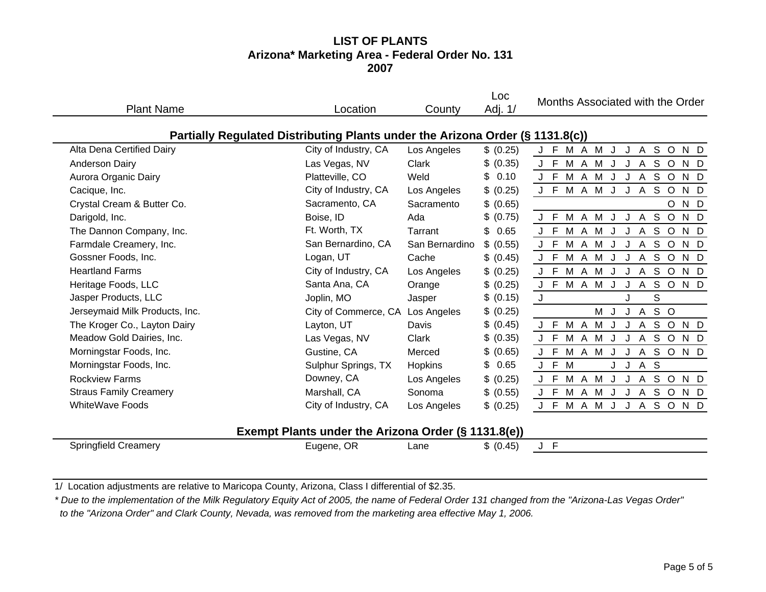# LIST OF PLANTS
## Arizona* Marketing Area - Federal Order No. 131
## 2007

| Plant Name | Location | County | Loc Adj. 1/ | Months Associated with the Order | | | | | | | | | | | |
|---|---|---|---|---|---|---|---|---|---|---|---|---|---|---|---|
| | | | | J | F | M | A | M | J | J | A | S | O | N | D |
| **Partially Regulated Distributing Plants under the Arizona Order (§ 1131.8(c))** | | | | | | | | | | | | | | | |
| Alta Dena Certified Dairy | City of Industry, CA | Los Angeles | $ (0.25) | J | F | M | A | M | J | J | A | S | O | N | D |
| Anderson Dairy | Las Vegas, NV | Clark | $ (0.35) | J | F | M | A | M | J | J | A | S | O | N | D |
| Aurora Organic Dairy | Platteville, CO | Weld | $ 0.10 | J | F | M | A | M | J | J | A | S | O | N | D |
| Cacique, Inc. | City of Industry, CA | Los Angeles | $ (0.25) | J | F | M | A | M | J | J | A | S | O | N | D |
| Crystal Cream & Butter Co. | Sacramento, CA | Sacramento | $ (0.65) | | | | | | | | | | O | N | D |
| Darigold, Inc. | Boise, ID | Ada | $ (0.75) | J | F | M | A | M | J | J | A | S | O | N | D |
| The Dannon Company, Inc. | Ft. Worth, TX | Tarrant | $ 0.65 | J | F | M | A | M | J | J | A | S | O | N | D |
| Farmdale Creamery, Inc. | San Bernardino, CA | San Bernardino | $ (0.55) | J | F | M | A | M | J | J | A | S | O | N | D |
| Gossner Foods, Inc. | Logan, UT | Cache | $ (0.45) | J | F | M | A | M | J | J | A | S | O | N | D |
| Heartland Farms | City of Industry, CA | Los Angeles | $ (0.25) | J | F | M | A | M | J | J | A | S | O | N | D |
| Heritage Foods, LLC | Santa Ana, CA | Orange | $ (0.25) | J | F | M | A | M | J | J | A | S | O | N | D |
| Jasper Products, LLC | Joplin, MO | Jasper | $ (0.15) | J | | | | | | J | | S | | | |
| Jerseymaid Milk Products, Inc. | City of Commerce, CA | Los Angeles | $ (0.25) | | | | | M | J | J | A | S | O | | |
| The Kroger Co., Layton Dairy | Layton, UT | Davis | $ (0.45) | J | F | M | A | M | J | J | A | S | O | N | D |
| Meadow Gold Dairies, Inc. | Las Vegas, NV | Clark | $ (0.35) | J | F | M | A | M | J | J | A | S | O | N | D |
| Morningstar Foods, Inc. | Gustine, CA | Merced | $ (0.65) | J | F | M | A | M | J | J | A | S | O | N | D |
| Morningstar Foods, Inc. | Sulphur Springs, TX | Hopkins | $ 0.65 | J | F | M | | | J | J | A | S | | | |
| Rockview Farms | Downey, CA | Los Angeles | $ (0.25) | J | F | M | A | M | J | J | A | S | O | N | D |
| Straus Family Creamery | Marshall, CA | Sonoma | $ (0.55) | J | F | M | A | M | J | J | A | S | O | N | D |
| WhiteWave Foods | City of Industry, CA | Los Angeles | $ (0.25) | J | F | M | A | M | J | J | A | S | O | N | D |
| **Exempt Plants under the Arizona Order (§ 1131.8(e))** | | | | | | | | | | | | | | | |
| Springfield Creamery | Eugene, OR | Lane | $ (0.45) | J | F | | | | | | | | | | |

1/ Location adjustments are relative to Maricopa County, Arizona, Class I differential of $2.35.

*\* Due to the implementation of the Milk Regulatory Equity Act of 2005, the name of Federal Order 131 changed from the "Arizona-Las Vegas Order" to the "Arizona Order" and Clark County, Nevada, was removed from the marketing area effective May 1, 2006.*